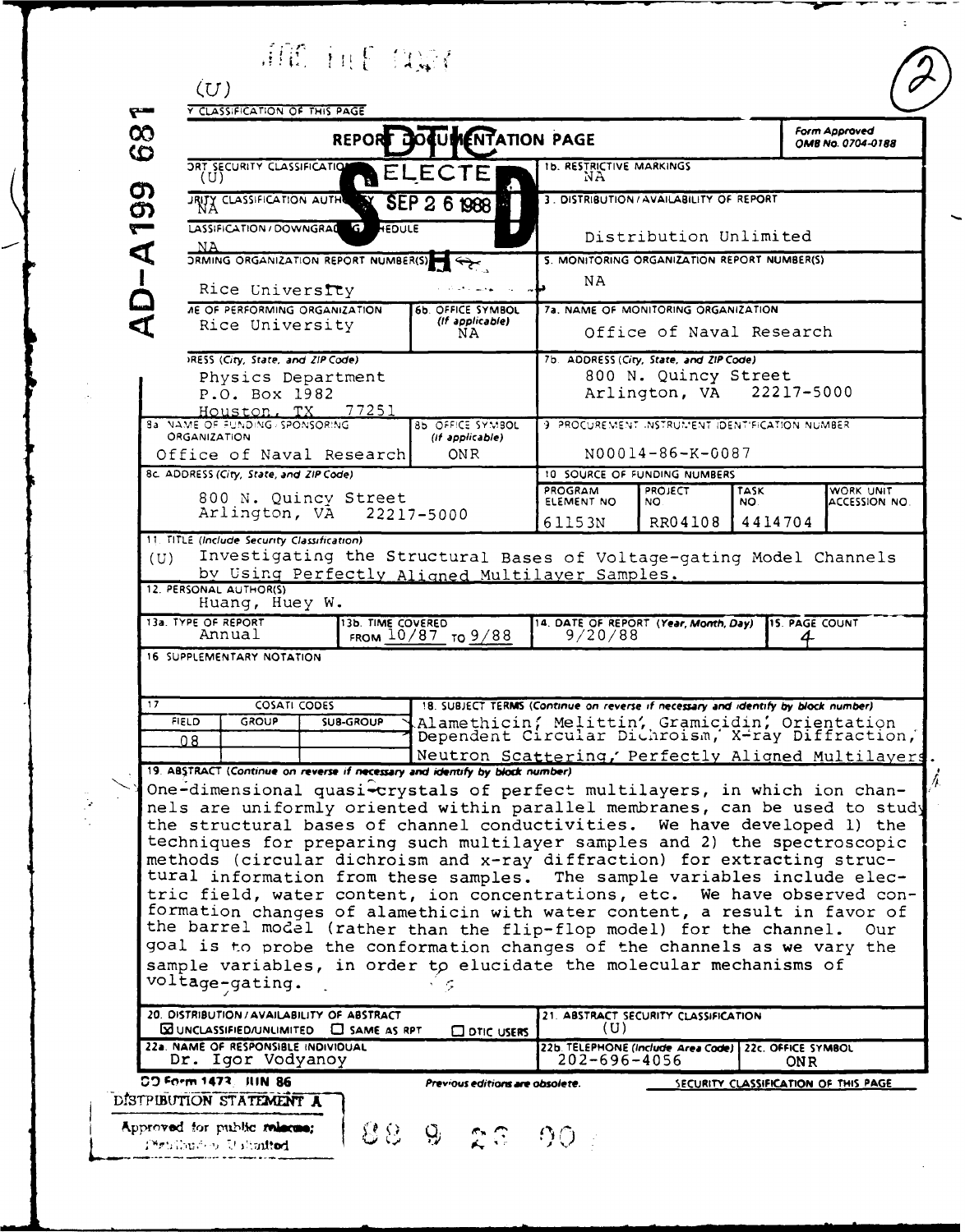(U)

AD-A199 681

SECURITY CLASSIFICATION OF THIS PAGE

DTIC ELECTE SEP 2 6 1988

# REPORT DOCUMENTATION PAGE

Form Approved OMB No. 0704-0188

| | |
|---|---|
| 1a. REPORT SECURITY CLASSIFICATION (U) | 1b. RESTRICTIVE MARKINGS NA |
| 2a. SECURITY CLASSIFICATION AUTHORITY NA | 3. DISTRIBUTION/AVAILABILITY OF REPORT |
| 2b. DECLASSIFICATION/DOWNGRADING SCHEDULE NA | Distribution Unlimited |
| 4. PERFORMING ORGANIZATION REPORT NUMBER(S) Rice University | 5. MONITORING ORGANIZATION REPORT NUMBER(S) NA |
| 6a. NAME OF PERFORMING ORGANIZATION Rice University — 6b. OFFICE SYMBOL (If applicable) NA | 7a. NAME OF MONITORING ORGANIZATION Office of Naval Research |
| 6c. ADDRESS (City, State, and ZIP Code) Physics Department, P.O. Box 1982, Houston, TX 77251 | 7b. ADDRESS (City, State, and ZIP Code) 800 N. Quincy Street, Arlington, VA 22217-5000 |
| 8a. NAME OF FUNDING/SPONSORING ORGANIZATION Office of Naval Research — 8b. OFFICE SYMBOL (If applicable) ONR | 9. PROCUREMENT INSTRUMENT IDENTIFICATION NUMBER N00014-86-K-0087 |
| 8c. ADDRESS (City, State, and ZIP Code) 800 N. Quincy Street, Arlington, VA 22217-5000 | 10. SOURCE OF FUNDING NUMBERS |

| PROGRAM ELEMENT NO. | PROJECT NO. | TASK NO. | WORK UNIT ACCESSION NO. |
|---|---|---|---|
| 61153N | RR04108 | 4414704 | |

11. TITLE (Include Security Classification)
(U) Investigating the Structural Bases of Voltage-gating Model Channels by Using Perfectly Aligned Multilayer Samples.

12. PERSONAL AUTHOR(S)
Huang, Huey W.

| 13a. TYPE OF REPORT | 13b. TIME COVERED | 14. DATE OF REPORT (Year, Month, Day) | 15. PAGE COUNT |
|---|---|---|---|
| Annual | FROM 10/87 TO 9/88 | 9/20/88 | 4 |

16. SUPPLEMENTARY NOTATION

| 17. COSATI CODES | | | 18. SUBJECT TERMS (Continue on reverse if necessary and identify by block number) |
|---|---|---|---|
| FIELD | GROUP | SUB-GROUP | Alamethicin, Melittin, Gramicidin, Orientation Dependent Circular Dichroism, X-ray Diffraction, Neutron Scattering, Perfectly Aligned Multilayers. |
| 08 | | | |

19. ABSTRACT (Continue on reverse if necessary and identify by block number)

One-dimensional quasi-crystals of perfect multilayers, in which ion channels are uniformly oriented within parallel membranes, can be used to study the structural bases of channel conductivities. We have developed 1) the techniques for preparing such multilayer samples and 2) the spectroscopic methods (circular dichroism and x-ray diffraction) for extracting structural information from these samples. The sample variables include electric field, water content, ion concentrations, etc. We have observed conformation changes of alamethicin with water content, a result in favor of the barrel model (rather than the flip-flop model) for the channel. Our goal is to probe the conformation changes of the channels as we vary the sample variables, in order to elucidate the molecular mechanisms of voltage-gating.

| | |
|---|---|
| 20. DISTRIBUTION/AVAILABILITY OF ABSTRACT ☒ UNCLASSIFIED/UNLIMITED ☐ SAME AS RPT ☐ DTIC USERS | 21. ABSTRACT SECURITY CLASSIFICATION (U) |
| 22a. NAME OF RESPONSIBLE INDIVIDUAL Dr. Igor Vodyanoy | 22b. TELEPHONE (Include Area Code) 202-696-4056 — 22c. OFFICE SYMBOL ONR |

DD Form 1473, JUN 86 — Previous editions are obsolete. — SECURITY CLASSIFICATION OF THIS PAGE

DISTRIBUTION STATEMENT A
Approved for public release; Distribution Unlimited

88 9 23 00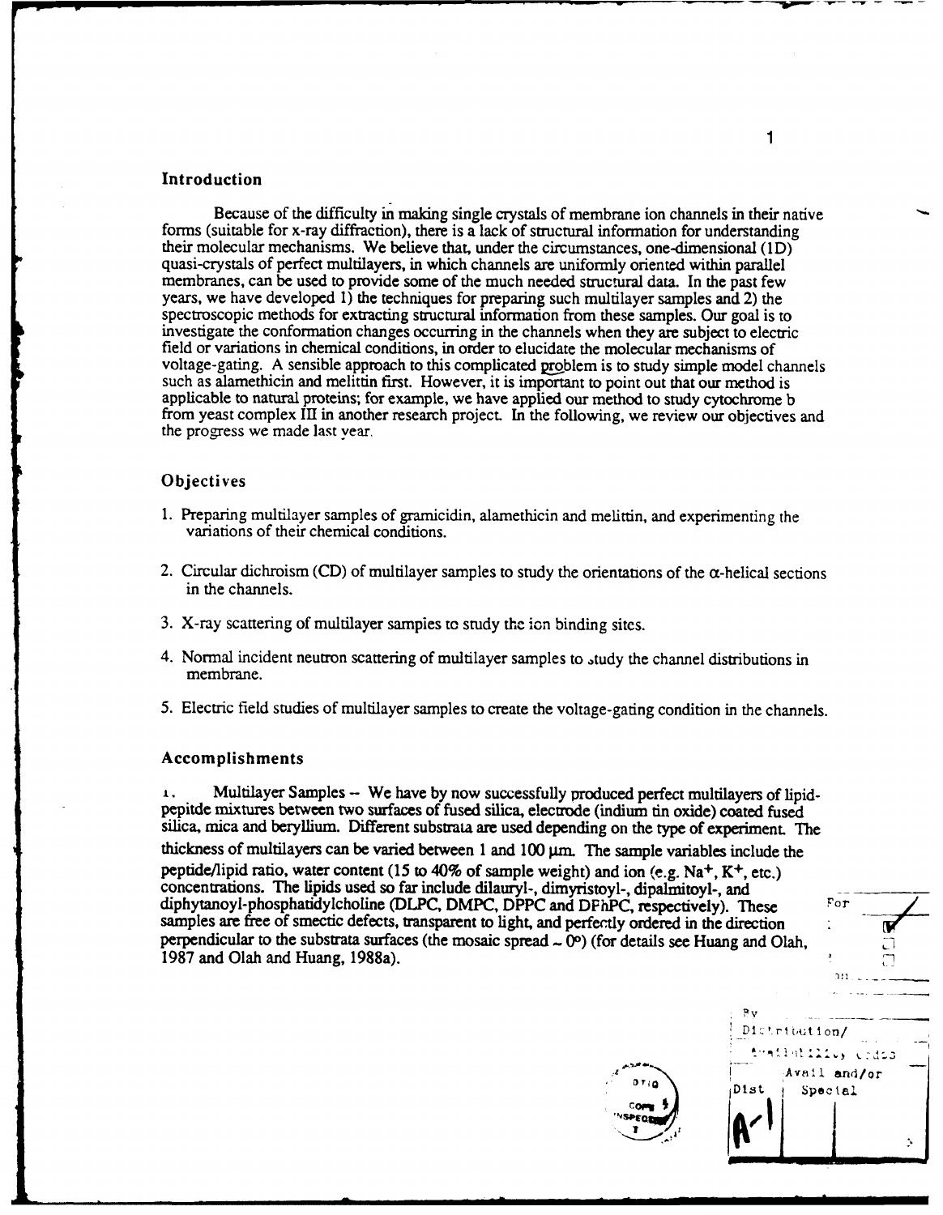## Introduction

Because of the difficulty in making single crystals of membrane ion channels in their native forms (suitable for x-ray diffraction), there is a lack of structural information for understanding their molecular mechanisms. We believe that, under the circumstances, one-dimensional (1D) quasi-crystals of perfect multilayers, in which channels are uniformly oriented within parallel membranes, can be used to provide some of the much needed structural data. In the past few years, we have developed 1) the techniques for preparing such multilayer samples and 2) the spectroscopic methods for extracting structural information from these samples. Our goal is to investigate the conformation changes occurring in the channels when they are subject to electric field or variations in chemical conditions, in order to elucidate the molecular mechanisms of voltage-gating. A sensible approach to this complicated problem is to study simple model channels such as alamethicin and melittin first. However, it is important to point out that our method is applicable to natural proteins; for example, we have applied our method to study cytochrome b from yeast complex III in another research project. In the following, we review our objectives and the progress we made last year.

## Objectives

1. Preparing multilayer samples of gramicidin, alamethicin and melittin, and experimenting the variations of their chemical conditions.

2. Circular dichroism (CD) of multilayer samples to study the orientations of the $\alpha$-helical sections in the channels.

3. X-ray scattering of multilayer samples to study the ion binding sites.

4. Normal incident neutron scattering of multilayer samples to study the channel distributions in membrane.

5. Electric field studies of multilayer samples to create the voltage-gating condition in the channels.

## Accomplishments

1. Multilayer Samples -- We have by now successfully produced perfect multilayers of lipid-pepitde mixtures between two surfaces of fused silica, electrode (indium tin oxide) coated fused silica, mica and beryllium. Different substrata are used depending on the type of experiment. The thickness of multilayers can be varied between 1 and 100 μm. The sample variables include the peptide/lipid ratio, water content (15 to 40% of sample weight) and ion (e.g. $Na^+$, $K^+$, etc.) concentrations. The lipids used so far include dilauryl-, dimyristoyl-, dipalmitoyl-, and diphytanoyl-phosphatidylcholine (DLPC, DMPC, DPPC and DPhPC, respectively). These samples are free of smectic defects, transparent to light, and perfectly ordered in the direction perpendicular to the substrata surfaces (the mosaic spread ~ 0°) (for details see Huang and Olah, 1987 and Olah and Huang, 1988a).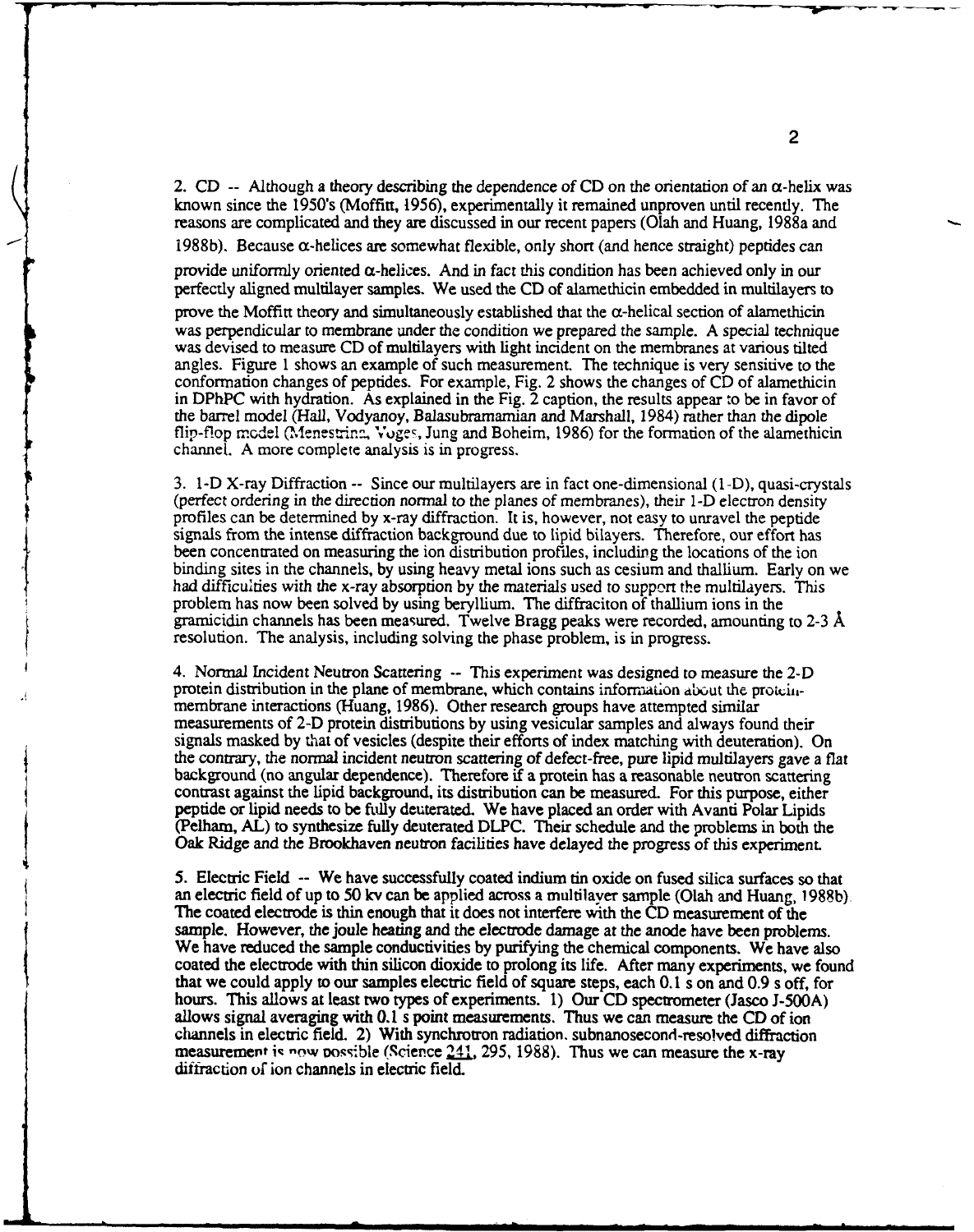2. CD -- Although a theory describing the dependence of CD on the orientation of an α-helix was known since the 1950's (Moffitt, 1956), experimentally it remained unproven until recently. The reasons are complicated and they are discussed in our recent papers (Olah and Huang, 1988a and 1988b). Because α-helices are somewhat flexible, only short (and hence straight) peptides can provide uniformly oriented α-helices. And in fact this condition has been achieved only in our perfectly aligned multilayer samples. We used the CD of alamethicin embedded in multilayers to prove the Moffitt theory and simultaneously established that the α-helical section of alamethicin was perpendicular to membrane under the condition we prepared the sample. A special technique was devised to measure CD of multilayers with light incident on the membranes at various tilted angles. Figure 1 shows an example of such measurement. The technique is very sensitive to the conformation changes of peptides. For example, Fig. 2 shows the changes of CD of alamethicin in DPhPC with hydration. As explained in the Fig. 2 caption, the results appear to be in favor of the barrel model (Hall, Vodyanoy, Balasubramamian and Marshall, 1984) rather than the dipole flip-flop model (Menestrina, Voges, Jung and Boheim, 1986) for the formation of the alamethicin channel. A more complete analysis is in progress.

3. 1-D X-ray Diffraction -- Since our multilayers are in fact one-dimensional (1-D), quasi-crystals (perfect ordering in the direction normal to the planes of membranes), their 1-D electron density profiles can be determined by x-ray diffraction. It is, however, not easy to unravel the peptide signals from the intense diffraction background due to lipid bilayers. Therefore, our effort has been concentrated on measuring the ion distribution profiles, including the locations of the ion binding sites in the channels, by using heavy metal ions such as cesium and thallium. Early on we had difficulties with the x-ray absorption by the materials used to support the multilayers. This problem has now been solved by using beryllium. The diffraciton of thallium ions in the gramicidin channels has been measured. Twelve Bragg peaks were recorded, amounting to 2-3 Å resolution. The analysis, including solving the phase problem, is in progress.

4. Normal Incident Neutron Scattering -- This experiment was designed to measure the 2-D protein distribution in the plane of membrane, which contains information about the protein-membrane interactions (Huang, 1986). Other research groups have attempted similar measurements of 2-D protein distributions by using vesicular samples and always found their signals masked by that of vesicles (despite their efforts of index matching with deuteration). On the contrary, the normal incident neutron scattering of defect-free, pure lipid multilayers gave a flat background (no angular dependence). Therefore if a protein has a reasonable neutron scattering contrast against the lipid background, its distribution can be measured. For this purpose, either peptide or lipid needs to be fully deuterated. We have placed an order with Avanti Polar Lipids (Pelham, AL) to synthesize fully deuterated DLPC. Their schedule and the problems in both the Oak Ridge and the Brookhaven neutron facilities have delayed the progress of this experiment.

5. Electric Field -- We have successfully coated indium tin oxide on fused silica surfaces so that an electric field of up to 50 kv can be applied across a multilayer sample (Olah and Huang, 1988b). The coated electrode is thin enough that it does not interfere with the CD measurement of the sample. However, the joule heating and the electrode damage at the anode have been problems. We have reduced the sample conductivities by purifying the chemical components. We have also coated the electrode with thin silicon dioxide to prolong its life. After many experiments, we found that we could apply to our samples electric field of square steps, each 0.1 s on and 0.9 s off, for hours. This allows at least two types of experiments. 1) Our CD spectrometer (Jasco J-500A) allows signal averaging with 0.1 s point measurements. Thus we can measure the CD of ion channels in electric field. 2) With synchrotron radiation, subnanosecond-resolved diffraction measurement is now possible (Science 241, 295, 1988). Thus we can measure the x-ray diffraction of ion channels in electric field.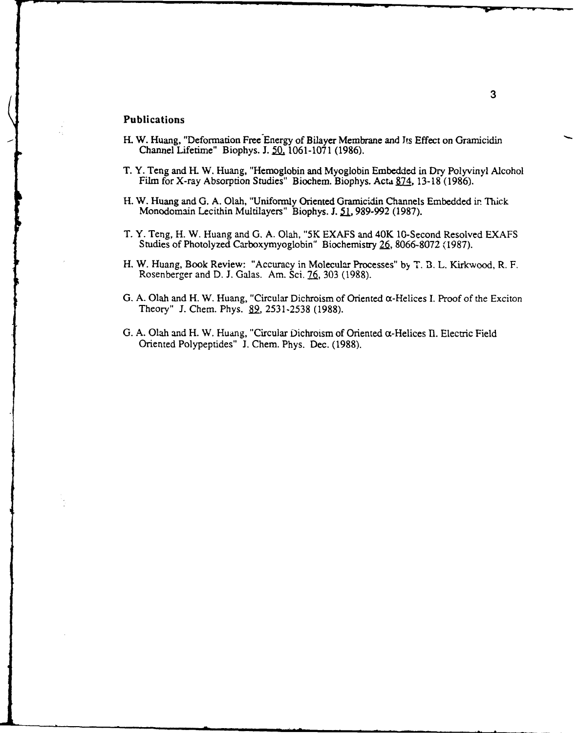## Publications

H. W. Huang, "Deformation Free Energy of Bilayer Membrane and Its Effect on Gramicidin Channel Lifetime" Biophys. J. 50, 1061-1071 (1986).

T. Y. Teng and H. W. Huang, "Hemoglobin and Myoglobin Embedded in Dry Polyvinyl Alcohol Film for X-ray Absorption Studies" Biochem. Biophys. Acta 874, 13-18 (1986).

H. W. Huang and G. A. Olah, "Uniformly Oriented Gramicidin Channels Embedded in Thick Monodomain Lecithin Multilayers" Biophys. J. 51, 989-992 (1987).

T. Y. Teng, H. W. Huang and G. A. Olah, "5K EXAFS and 40K 10-Second Resolved EXAFS Studies of Photolyzed Carboxymyoglobin" Biochemistry 26, 8066-8072 (1987).

H. W. Huang, Book Review: "Accuracy in Molecular Processes" by T. B. L. Kirkwood, R. F. Rosenberger and D. J. Galas. Am. Sci. 76, 303 (1988).

G. A. Olah and H. W. Huang, "Circular Dichroism of Oriented α-Helices I. Proof of the Exciton Theory" J. Chem. Phys. 89, 2531-2538 (1988).

G. A. Olah and H. W. Huang, "Circular Dichroism of Oriented α-Helices II. Electric Field Oriented Polypeptides" J. Chem. Phys. Dec. (1988).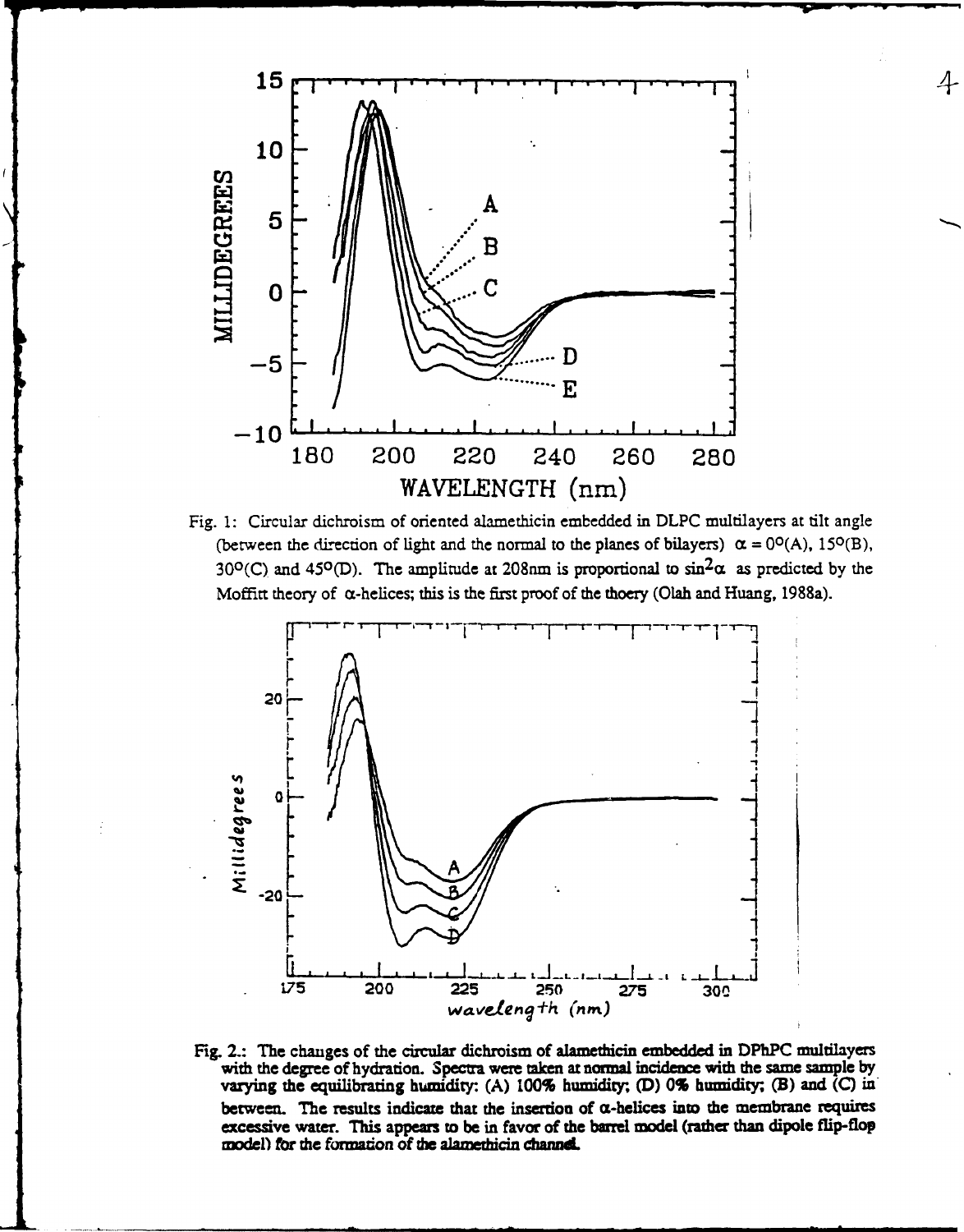Fig. 1: Circular dichroism of oriented alamethicin embedded in DLPC multilayers at tilt angle (between the direction of light and the normal to the planes of bilayers) $\alpha = 0^{o}$(A), $15^{o}$(B), $30^{o}$(C) and $45^{o}$(D). The amplitude at 208nm is proportional to $\sin^2\alpha$ as predicted by the Moffitt theory of $\alpha$-helices; this is the first proof of the thoery (Olah and Huang, 1988a).

Fig. 2.: The changes of the circular dichroism of alamethicin embedded in DPhPC multilayers with the degree of hydration. Spectra were taken at normal incidence with the same sample by varying the equilibrating humidity: (A) 100% humidity; (D) 0% humidity; (B) and (C) in between. The results indicate that the insertion of $\alpha$-helices into the membrane requires excessive water. This appears to be in favor of the barrel model (rather than dipole flip-flop model) for the formation of the alamethicin channel.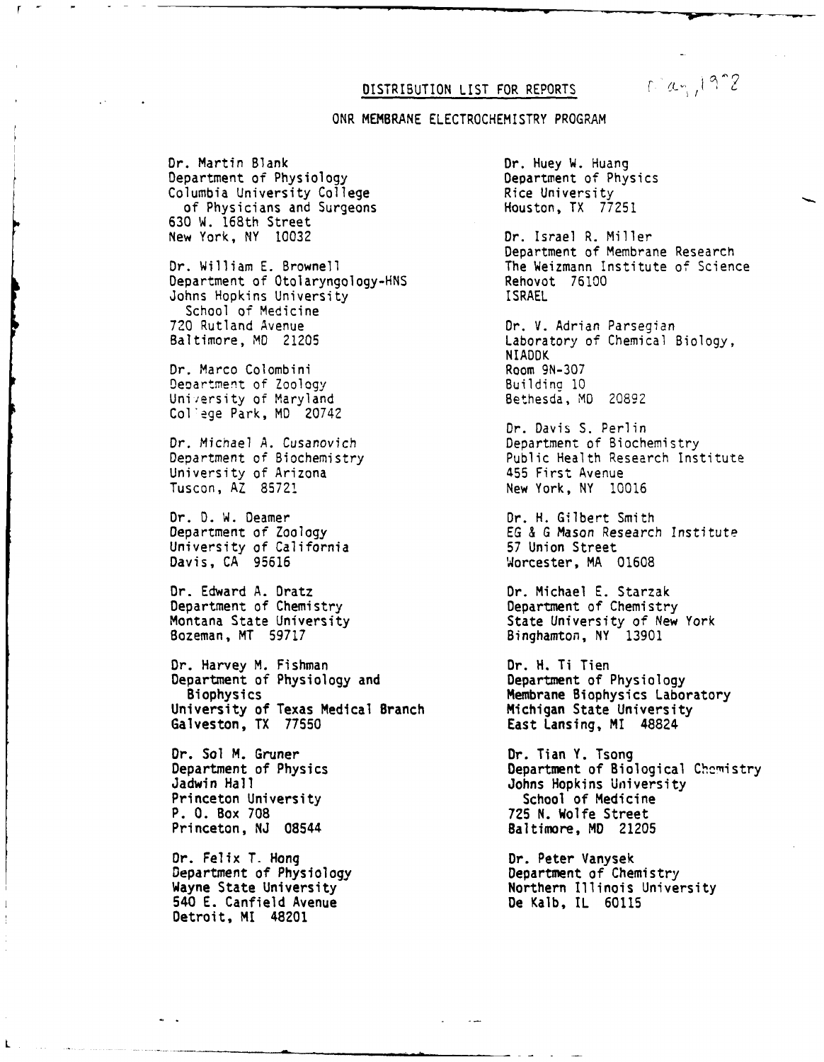## DISTRIBUTION LIST FOR REPORTS

May, 1982

### ONR MEMBRANE ELECTROCHEMISTRY PROGRAM

Dr. Martin Blank
Department of Physiology
Columbia University College
of Physicians and Surgeons
630 W. 168th Street
New York, NY 10032

Dr. William E. Brownell
Department of Otolaryngology-HNS
Johns Hopkins University
School of Medicine
720 Rutland Avenue
Baltimore, MD 21205

Dr. Marco Colombini
Department of Zoology
University of Maryland
College Park, MD 20742

Dr. Michael A. Cusanovich
Department of Biochemistry
University of Arizona
Tuscon, AZ 85721

Dr. D. W. Deamer
Department of Zoology
University of California
Davis, CA 95616

Dr. Edward A. Dratz
Department of Chemistry
Montana State University
Bozeman, MT 59717

Dr. Harvey M. Fishman
Department of Physiology and
Biophysics
University of Texas Medical Branch
Galveston, TX 77550

Dr. Sol M. Gruner
Department of Physics
Jadwin Hall
Princeton University
P. O. Box 708
Princeton, NJ 08544

Dr. Felix T. Hong
Department of Physiology
Wayne State University
540 E. Canfield Avenue
Detroit, MI 48201

Dr. Huey W. Huang
Department of Physics
Rice University
Houston, TX 77251

Dr. Israel R. Miller
Department of Membrane Research
The Weizmann Institute of Science
Rehovot 76100
ISRAEL

Dr. V. Adrian Parsegian
Laboratory of Chemical Biology,
NIADDK
Room 9N-307
Building 10
Bethesda, MD 20892

Dr. Davis S. Perlin
Department of Biochemistry
Public Health Research Institute
455 First Avenue
New York, NY 10016

Dr. H. Gilbert Smith
EG & G Mason Research Institute
57 Union Street
Worcester, MA 01608

Dr. Michael E. Starzak
Department of Chemistry
State University of New York
Binghamton, NY 13901

Dr. H. Ti Tien
Department of Physiology
Membrane Biophysics Laboratory
Michigan State University
East Lansing, MI 48824

Dr. Tian Y. Tsong
Department of Biological Chemistry
Johns Hopkins University
School of Medicine
725 N. Wolfe Street
Baltimore, MD 21205

Dr. Peter Vanysek
Department of Chemistry
Northern Illinois University
De Kalb, IL 60115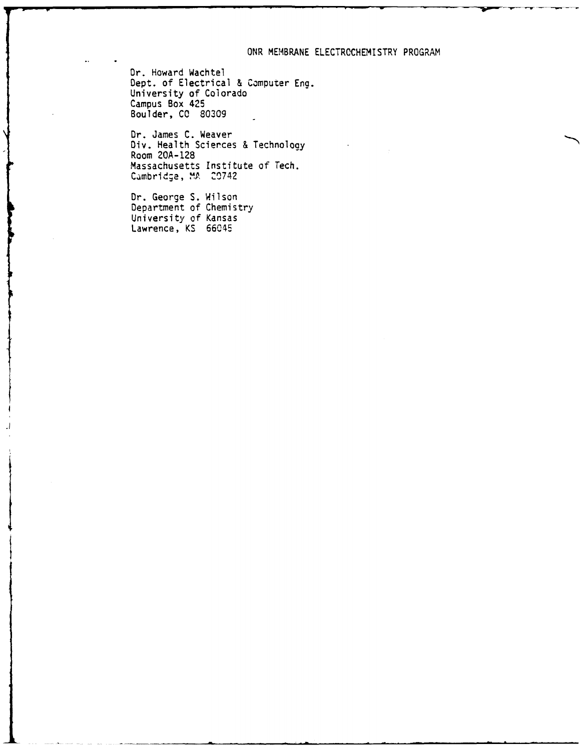ONR MEMBRANE ELECTROCHEMISTRY PROGRAM

Dr. Howard Wachtel
Dept. of Electrical & Computer Eng.
University of Colorado
Campus Box 425
Boulder, CO 80309

Dr. James C. Weaver
Div. Health Sciences & Technology
Room 20A-128
Massachusetts Institute of Tech.
Cambridge, MA 20742

Dr. George S. Wilson
Department of Chemistry
University of Kansas
Lawrence, KS 66045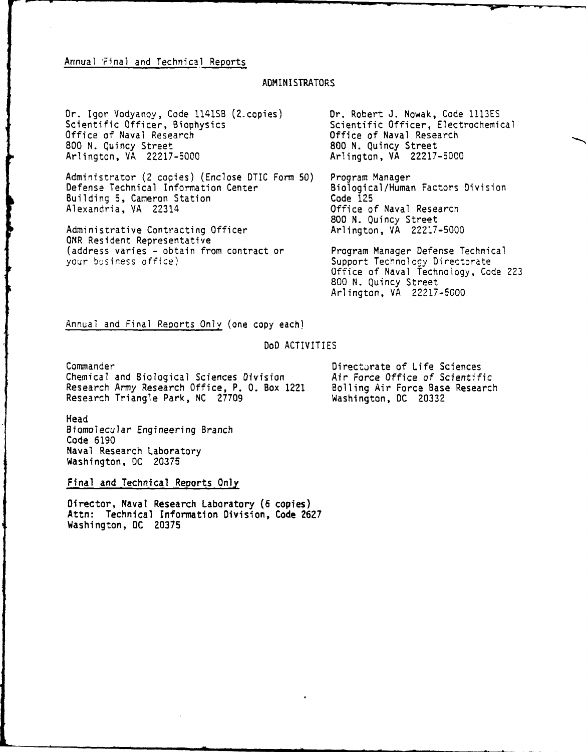Annual Final and Technical Reports

ADMINISTRATORS

Dr. Igor Vodyanoy, Code 1141SB (2 copies)
Scientific Officer, Biophysics
Office of Naval Research
800 N. Quincy Street
Arlington, VA 22217-5000

Administrator (2 copies) (Enclose DTIC Form 50)
Defense Technical Information Center
Building 5, Cameron Station
Alexandria, VA 22314

Administrative Contracting Officer
ONR Resident Representative
(address varies - obtain from contract or your business office)

Dr. Robert J. Nowak, Code 1113ES
Scientific Officer, Electrochemical
Office of Naval Research
800 N. Quincy Street
Arlington, VA 22217-5000

Program Manager
Biological/Human Factors Division
Code 125
Office of Naval Research
800 N. Quincy Street
Arlington, VA 22217-5000

Program Manager Defense Technical
Support Technology Directorate
Office of Naval Technology, Code 223
800 N. Quincy Street
Arlington, VA 22217-5000

Annual and Final Reports Only (one copy each)

DoD ACTIVITIES

Commander
Chemical and Biological Sciences Division
Research Army Research Office, P. O. Box 1221
Research Triangle Park, NC 27709

Head
Biomolecular Engineering Branch
Code 6190
Naval Research Laboratory
Washington, DC 20375

Directorate of Life Sciences
Air Force Office of Scientific
Bolling Air Force Base Research
Washington, DC 20332

Final and Technical Reports Only

Director, Naval Research Laboratory (6 copies)
Attn: Technical Information Division, Code 2627
Washington, DC 20375